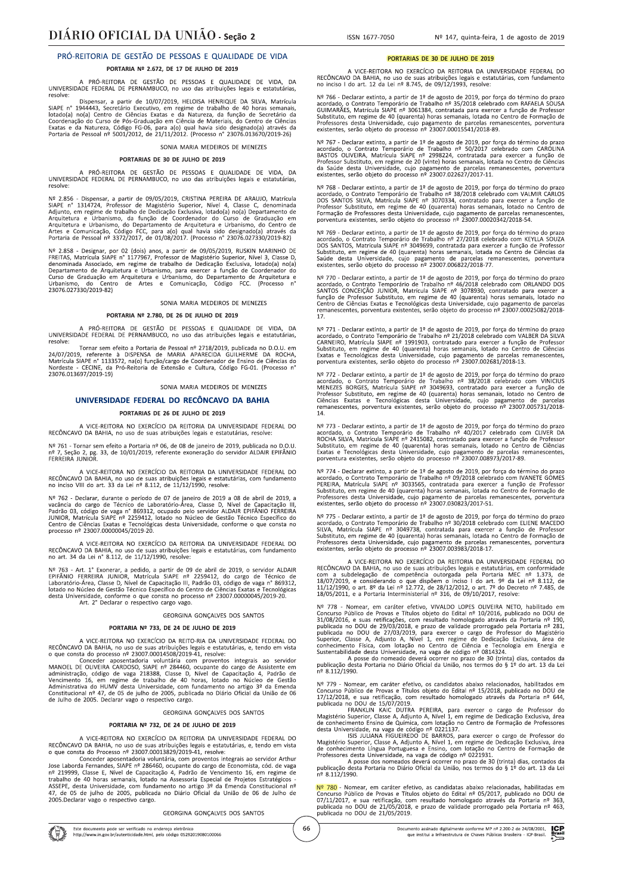## PRÓ-REITORIA DE GESTÃO DE PESSOAS E QUALIDADE DE VIDA

### PORTARIA Nº 2.672, DE 17 DE JULHO DE 2019

A PRÓ-REITORA DE GESTÃO DE PESSOAS E QUALIDADE DE VIDA, DA UNIVERSIDADE FEDERAL DE PERNAMBUCO, no uso das atribuições legais e estatutárias, resolve:

Dispensar, a partir de 10/07/2019, HELOISA HENRIQUE DA SILVA, Matrícula SIAPE n° 1944443, Secretário Executivo, em regime de trabalho de 40 horas semanais, lotado(a) no(a) Centro de Ciências Exatas e da Natureza, da função de Secretário da Coordenação do Curso de Pós-Graduação em Ciência de Materiais, do Centro de Ciências Exatas e da Natureza, Código FG-06, para a(o) qual havia sido designado(a) através da Portaria de Pessoal nº 5001/2012, de 21/11/2012. (Processo n° 23076.013670/2019-26)

SONIA MARIA MEDEIROS DE MENEZES

### PORTARIAS DE 30 DE JULHO DE 2019

A PRÓ-REITORA DE GESTÃO DE PESSOAS E QUALIDADE DE VIDA, DA UNIVERSIDADE FEDERAL DE PERNAMBUCO, no uso das atribuições legais e estatutárias, resolve:

Nº 2.856 - Dispensar, a partir de 09/05/2019, CRISTINA PEREIRA DE ARAUJO, Matrícula SIAPE n° 1314724, Professor de Magistério Superior, Nível 4, Classe C, denominada Adjunto, em regime de trabalho de Dedicação Exclusiva, lotado(a) no(a) Departamento de Arquitetura e Urbanismo, da função de Coordenador do Curso de Graduação em Arquitetura e Urbanismo, do Departamento de Arquitetura e Urbanismo, do Centro de Artes e Comunicação, Código FCC, para a(o) qual havia sido designado(a) através da Portaria de Pessoal nº 3372/2017, de 01/08/2017. (Processo n° 23076.027330/2019-82)

Nº 2.858 - Designar, por 02 (dois) anos, a partir de 09/05/2019, RUSKIN MARINHO DE FREITAS, Matrícula SIAPE n° 1177967, Professor de Magistério Superior, Nível 3, Classe D, denominada Associado, em regime de trabalho de Dedicação Exclusiva, lotado(a) no(a) Departamento de Arquitetura e Urbanismo, para exercer a função de Coordenador do Curso de Graduação em Arquitetura e Urbanismo, do Departamento de Arquitetura e Urbanismo, do Centro de Artes e Comunicação, Código FCC. (Processo n° 23076.027330/2019-82)

SONIA MARIA MEDEIROS DE MENEZES

### PORTARIA Nº 2.780, DE 26 DE JULHO DE 2019

A PRÓ-REITORA DE GESTÃO DE PESSOAS E QUALIDADE DE VIDA, DA UNIVERSIDADE FEDERAL DE PERNAMBUCO, no uso das atribuições legais e estatutárias, resolve:

Tornar sem efeito a Portaria de Pessoal nº 2718/2019, publicada no D.O.U. em 24/07/2019, referente à DISPENSA de MARIA APARECIDA GUILHERME DA ROCHA, Matrícula SIAPE n° 1133572, na(o) função/cargo de Coordenador de Ensino de Ciências do Nordeste - CECINE, da Pró-Reitoria de Extensão e Cultura, Código FG-01. (Processo n° 23076.013697/2019-19)

SONIA MARIA MEDEIROS DE MENEZES

## UNIVERSIDADE FEDERAL DO RECÔNCAVO DA BAHIA

### PORTARIAS DE 26 DE JULHO DE 2019

A VICE-REITORA NO EXERCÍCIO DA REITORIA DA UNIVERSIDADE FEDERAL DO RECÔNCAVO DA BAHIA, no uso de suas atribuições legais e estatutárias, resolve:

Nº 761 - Tornar sem efeito a Portaria nº 06, de 08 de janeiro de 2019, publicada no D.O.U. nº 7, Seção 2, pg. 33, de 10/01/2019, referente exoneração do servidor ALDAIR EPIFÂNIO FERREIRA JUNIOR.

A VICE-REITORA NO EXERCÍCIO DA REITORIA DA UNIVERSIDADE FEDERAL DO RECÔNCAVO DA BAHIA, no uso de suas atribuições legais e estatutárias, com fundamento no inciso VIII do art. 33 da Lei nº 8.112, de 11/12/1990, resolve:

Nº 762 - Declarar, durante o período de 07 de janeiro de 2019 a 08 de abril de 2019, a vacância do cargo de Técnico de Laboratório-Área, Classe D, Nível de Capacitação III, Padrão 03, código de vaga n° 869312, ocupado pelo servidor ALDAIR EPIFÂNIO FERREIRA JUNIOR, Matrícula SIAPE nº 2259412, lotado no Núcleo de Gestão Técnico Específico do Centro de Ciências Exatas e Tecnológicas desta Universidade, conforme o que consta no processo nº 23007.00000045/2019-20.

A VICE-REITORA NO EXERCÍCIO DA REITORIA DA UNIVERSIDADE FEDERAL DO RECÔNCAVO DA BAHIA, no uso de suas atribuições legais e estatutárias, com fundamento no art. 34 da Lei n° 8.112, de 11/12/1990, resolve:

Nº 763 - Art. 1° Exonerar, a pedido, a partir de 09 de abril de 2019, o servidor ALDAIR EPIFÂNIO FERREIRA JUNIOR, Matrícula SIAPE nº 2259412, do cargo de Técnico de Laboratório-Área, Classe D, Nível de Capacitação III, Padrão 03, código de vaga n° 869312, lotado no Núcleo de Gestão Técnico Específico do Centro de Ciências Exatas e Tecnológicas desta Universidade, conforme o que consta no processo nº 23007.00000045/2019-20.

Art. 2° Declarar o respectivo cargo vago.

GEORGINA GONÇALVES DOS SANTOS

### PORTARIA Nº 733, DE 24 DE JULHO DE 2019

A VICE-REITORA NO EXERCÍCIO DA REITO-RIA DA UNIVERSIDADE FEDERAL DO RECÔNCAVO DA BAHIA, no uso de suas atribuições legais e estatutárias, e, tendo em vista o que consta do processo nº 23007.00014508/2019-41, resolve:

Conceder aposentadoria voluntária, com proventos integrais ao servidor MANOEL DE OLIVEIRA CARDOSO, SIAPE nº 284460, ocupante do cargo de Assistente em administração, código de vaga 218388, Classe D, Nível de Capacitação 4, Padrão de Vencimento 16, em regime de trabalho de 40 horas, lotado no Núcleo de Gestão Administrativa do HUMV desta Universidade, com fundamento no artigo 3º da Emenda Constitucional nº 47, de 05 de julho de 2005, publicada no Diário Oficial da União de 06 de Julho de 2005. Declarar vago o respectivo cargo.

GEORGINA GONÇALVES DOS SANTOS

### PORTARIA Nº 732, DE 24 DE JULHO DE 2019

A VICE-REITORA NO EXERCÍCIO DA REITORIA DA UNIVERSIDADE FEDERAL DO RECÔNCAVO DA BAHIA, no uso de suas atribuições legais e estatutárias, e, tendo em vista o que consta do Processo nº 23007.00013829/2019-41, resolve:

Conceder aposentadoria voluntária, com proventos integrais ao servidor Arthur Jose Laborda Fernandes, SIAPE nº 286460, ocupante do cargo de Economista, cód. de vaga nº 219999, Classe E, Nível de Capacitação 4, Padrão de Vencimento 16, em regime de trabalho de 40 horas semanais, lotado na Assessoria Especial de Projetos Estratégicos - ASSEPE, desta Universidade, com fundamento no artigo 3º da Emenda Constitucional nº 47, de 05 de julho de 2005, publicada no Diário Oficial da União de 06 de Julho de 2005.Declarar vago o respectivo cargo.

GEORGINA GONÇALVES DOS SANTOS

### PORTARIAS DE 30 DE JULHO DE 2019

A VICE-REITORA NO EXERCÍCIO DA REITORIA DA UNIVERSIDADE FEDERAL DO RECÔNCAVO DA BAHIA, no uso de suas atribuições legais e estatutárias, com fundamento no inciso I do art. 12 da Lei nº 8.745, de 09/12/1993, resolve:

Nº 766 - Declarar extinto, a partir de 1º de agosto de 2019, por força do término do prazo acordado, o Contrato Temporário de Trabalho nº 35/2018 celebrado com RAFAELA SOUSA GUIMARÃES, Matrícula SIAPE nº 3061384, contratada para exercer a função de Professor Substituto, em regime de 40 (quarenta) horas semanais, lotada no Centro de Formação de Professores desta Universidade, cujo pagamento de parcelas remanescentes, porventura existentes, serão objeto do processo nº 23007.00015541/2018-89.

Nº 767 - Declarar extinto, a partir de 1º de agosto de 2019, por força do término do prazo acordado, o Contrato Temporário de Trabalho nº 50/2017 celebrado com CAROLINA BASTOS OLIVEIRA, Matrícula SIAPE nº 2998224, contratada para exercer a função de Professor Substituto, em regime de 20 (vinte) horas semanais, lotada no Centro de Ciências da Saúde desta Universidade, cujo pagamento de parcelas remanescentes, porventura existentes, serão objeto do processo nº 23007.022627/2017-11.

Nº 768 - Declarar extinto, a partir de 1º de agosto de 2019, por força do término do prazo acordado, o Contrato Temporário de Trabalho nº 38/2018 celebrado com VALMIR CARLOS DOS SANTOS SILVA, Matrícula SIAPE nº 3070334, contratado para exercer a função de Professor Substituto, em regime de 40 (quarenta) horas semanais, lotado no Centro de Formação de Professores desta Universidade, cujo pagamento de parcelas remanescentes, porventura existentes, serão objeto do processo nº 23007.00020342/2018-54.

Nº 769 - Declarar extinto, a partir de 1º de agosto de 2019, por força do término do prazo acordado, o Contrato Temporário de Trabalho nº 27/2018 celebrado com KEYLLA SOUZA DOS SANTOS, Matrícula SIAPE nº 3049699, contratada para exercer a função de Professor Substituto, em regime de 40 (quarenta) horas semanais, lotada no Centro de Ciências da Saúde desta Universidade, cujo pagamento de parcelas remanescentes, porventura existentes, serão objeto do processo nº 23007.006822/2018-77.

Nº 770 - Declarar extinto, a partir de 1º de agosto de 2019, por força do término do prazo acordado, o Contrato Temporário de Trabalho nº 46/2018 celebrado com ORLANDO DOS SANTOS CONCEIÇÃO JUNIOR, Matrícula SIAPE nº 3078930, contratado para exercer a função de Professor Substituto, em regime de 40 (quarenta) horas semanais, lotado no Centro de Ciências Exatas e Tecnológicas desta Universidade, cujo pagamento de parcelas remanescentes, porventura existentes, serão objeto do processo nº 23007.00025082/2018-17.

Nº 771 - Declarar extinto, a partir de 1º de agosto de 2019, por força do término do prazo acordado, o Contrato Temporário de Trabalho nº 21/2018 celebrado com VALBER DA SILVA CARNEIRO, Matrícula SIAPE nº 1991903, contratado para exercer a função de Professor Substituto, em regime de 40 (quarenta) horas semanais, lotado no Centro de Ciências Exatas e Tecnológicas desta Universidade, cujo pagamento de parcelas remanescentes, porventura existentes, serão objeto do processo nº 23007.002681/2018-13.

Nº 772 - Declarar extinto, a partir de 1º de agosto de 2019, por força do término do prazo acordado, o Contrato Temporário de Trabalho nº 38/2018 celebrado com VINICIUS MENEZES BORGES, Matrícula SIAPE nº 3049693, contratado para exercer a função de Professor Substituto, em regime de 40 (quarenta) horas semanais, lotado no Centro de Ciências Exatas e Tecnológicas desta Universidade, cujo pagamento de parcelas remanescentes, porventura existentes, serão objeto do processo nº 23007.005731/2018-14.

Nº 773 - Declarar extinto, a partir de 1º de agosto de 2019, por força do término do prazo acordado, o Contrato Temporário de Trabalho nº 40/2017 celebrado com CLIVER DA ROCHA SILVA, Matrícula SIAPE nº 2415082, contratado para exercer a função de Professor Substituto, em regime de 40 (quarenta) horas semanais, lotado no Centro de Ciências Exatas e Tecnológicas desta Universidade, cujo pagamento de parcelas remanescentes, porventura existentes, serão objeto do processo nº 23007.008973/2017-89.

Nº 774 - Declarar extinto, a partir de 1º de agosto de 2019, por força do término do prazo acordado, o Contrato Temporário de Trabalho nº 09/2018 celebrado com IVANETE GOMES PEREIRA, Matrícula SIAPE nº 3033565, contratada para exercer a função de Professor Substituto, em regime de 40 (quarenta) horas semanais, lotada no Centro de Formação de Professores desta Universidade, cujo pagamento de parcelas remanescentes, porventura existentes, serão objeto do processo nº 23007.030823/2017-51.

Nº 775 - Declarar extinto, a partir de 1º de agosto de 2019, por força do término do prazo acordado, o Contrato Temporário de Trabalho nº 30/2018 celebrado com ELIENE MACEDO SILVA, Matrícula SIAPE nº 3049738, contratada para exercer a função de Professor Substituto, em regime de 40 (quarenta) horas semanais, lotada no Centro de Formação de Professores desta Universidade, cujo pagamento de parcelas remanescentes, porventura existentes, serão objeto do processo nº 23007.003983/2018-17.

A VICE-REITORA NO EXERCÍCIO DA REITORIA DA UNIVERSIDADE FEDERAL DO RECÔNCAVO DA BAHIA, no uso de suas atribuições legais e estatutárias, em conformidade com a subdelegação de competência outorgada pela Portaria MEC nº 1.373, de 18/07/2019, e considerando o que dispõem o inciso I do art. 9º da Lei nº 8.112, de 11/12/1990, o art. 8º da Lei nº 12.772, de 28/12/2012, o art. 7º do Decreto nº 7.485, de 18/05/2011, e a Portaria Interministerial nº 316, de 09/10/2017, resolve:

Nº 778 - Nomear, em caráter efetivo, VIVALDO LOPES OLIVEIRA NETO, habilitado em Concurso Público de Provas e Títulos objeto do Edital nº 10/2016, publicado no DOU de 31/08/2016, e suas retificações, com resultado homologado através da Portaria nº 190, publicada no DOU de 29/03/2018, e prazo de validade prorrogado pela Portaria nº 281, publicada no DOU de 27/03/2019, para exercer o cargo de Professor do Magistério Superior, Classe A, Adjunto A, Nível 1, em regime de Dedicação Exclusiva, área de conhecimento Física, com lotação no Centro de Ciência e Tecnologia em Energia e Sustentabilidade desta Universidade, na vaga de código nº 0814324.

A posse do nomeado deverá ocorrer no prazo de 30 (trinta) dias, contados da publicação desta Portaria no Diário Oficial da União, nos termos do § 1º do art. 13 da Lei nº 8.112/1990.

Nº 779 - Nomear, em caráter efetivo, os candidatos abaixo relacionados, habilitados em Concurso Público de Provas e Títulos objeto do Edital nº 15/2018, publicado no DOU de 17/12/2018, e sua retificação, com resultado homologado através da Portaria nº 644, publicada no DOU de 15/07/2019.

FRANKLIN KAIC DUTRA PEREIRA, para exercer o cargo de Professor do Magistério Superior, Classe A, Adjunto A, Nível 1, em regime de Dedicação Exclusiva, área de conhecimento Ensino de Química, com lotação no Centro de Formação de Professores desta Universidade, na vaga de código nº 0221137.

ISIS JULIANA FIGUEIREDO DE BARROS, para exercer o cargo de Professor do Magistério Superior, Classe A, Adjunto A, Nível 1, em regime de Dedicação Exclusiva, área de conhecimento Língua Portuguesa e Ensino, com lotação no Centro de Formação de Professores desta Universidade, na vaga de código nº 0221931.

A posse dos nomeados deverá ocorrer no prazo de 30 (trinta) dias, contados da publicação desta Portaria no Diário Oficial da União, nos termos do § 1º do art. 13 da Lei nº 8.112/1990.

Nº 780 - Nomear, em caráter efetivo, as candidatas abaixo relacionadas, habilitadas em Concurso Público de Provas e Títulos objeto do Edital nº 05/2017, publicado no DOU de 07/11/2017, e sua retificação, com resultado homologado através da Portaria nº 363, publicada no DOU de 21/05/2018, e prazo de validade prorrogado pela Portaria nº 463, publicada no DOU de 21/05/2019.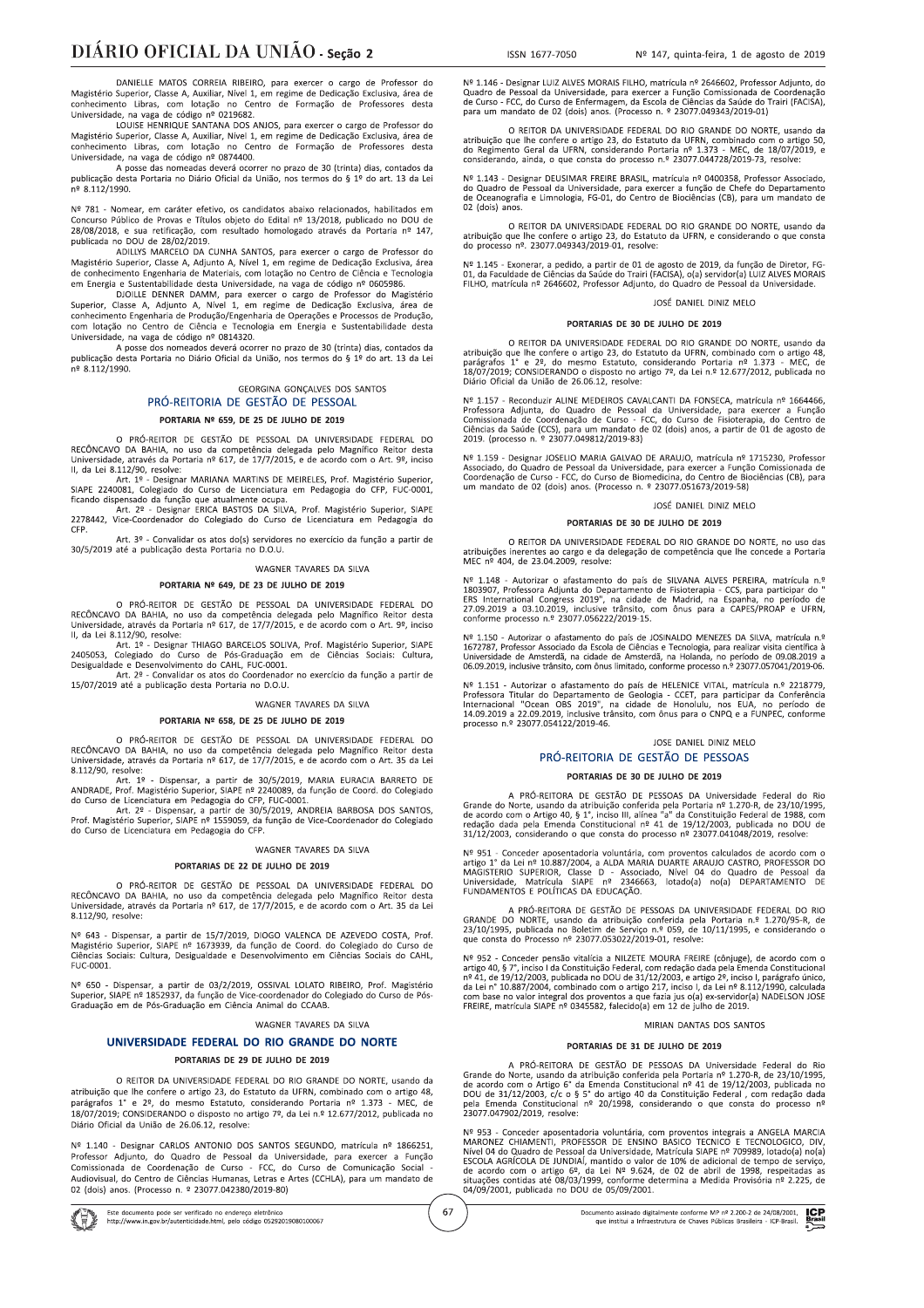DANIELLE MATOS CORREIA RIBEIRO, para exercer o cargo de Professor do Magistério Superior, Classe A, Auxiliar, Nível 1, em regime de Dedicação Exclusiva, área de conhecimento Libras, com lotação no Centro de Formação de Professores desta Universidade, na vaga de código nº 0219682.

LOUISE HENRIQUE SANTANA DOS ANJOS, para exercer o cargo de Professor do Magistério Superior, Classe A, Auxiliar, Nível 1, em regime de Dedicação Exclusiva, área de conhecimento Libras, com lotação no Centro de Formação de Professores desta Universidade, na vaga de código nº 0874400.

A posse das nomeadas deverá ocorrer no prazo de 30 (trinta) dias, contados da publicação desta Portaria no Diário Oficial da União, nos termos do § 1º do art. 13 da Lei nº 8.112/1990.

Nº 781 - Nomear, em caráter efetivo, os candidatos abaixo relacionados, habilitados em Concurso Público de Provas e Títulos objeto do Edital nº 13/2018, publicado no DOU de 28/08/2018, e sua retificação, com resultado homologado através da Portaria nº 147, publicada no DOU de 28/02/2019.

ADILLYS MARCELO DA CUNHA SANTOS, para exercer o cargo de Professor do Magistério Superior, Classe A, Adjunto A, Nível 1, em regime de Dedicação Exclusiva, área de conhecimento Engenharia de Materiais, com lotação no Centro de Ciência e Tecnologia em Energia e Sustentabilidade desta Universidade, na vaga de código nº 0605986.

DJOILLE DENNER DAMM, para exercer o cargo de Professor do Magistério Superior, Classe A, Adjunto A, Nível 1, em regime de Dedicação Exclusiva, área de conhecimento Engenharia de Produção/Engenharia de Operações e Processos de Produção, com lotação no Centro de Ciência e Tecnologia em Energia e Sustentabilidade desta Universidade, na vaga de código nº 0814320.

A posse dos nomeados deverá ocorrer no prazo de 30 (trinta) dias, contados da publicação desta Portaria no Diário Oficial da União, nos termos do § 1º do art. 13 da Lei nº 8.112/1990.

GEORGINA GONÇALVES DOS SANTOS

## PRÓ-REITORIA DE GESTÃO DE PESSOAL

### PORTARIA Nº 659, DE 25 DE JULHO DE 2019

O PRÓ-REITOR DE GESTÃO DE PESSOAL DA UNIVERSIDADE FEDERAL DO RECÔNCAVO DA BAHIA, no uso da competência delegada pelo Magnífico Reitor desta Universidade, através da Portaria nº 617, de 17/7/2015, e de acordo com o Art. 9º, inciso II, da Lei 8.112/90, resolve:

Art. 1º - Designar MARIANA MARTINS DE MEIRELES, Prof. Magistério Superior, SIAPE 2240081, Colegiado do Curso de Licenciatura em Pedagogia do CFP, FUC-0001, ficando dispensado da função que atualmente ocupa.

Art. 2º - Designar ERICA BASTOS DA SILVA, Prof. Magistério Superior, SIAPE 2278442, Vice-Coordenador do Colegiado do Curso de Licenciatura em Pedagogia do CFP.

Art. 3º - Convalidar os atos do(s) servidores no exercício da função a partir de 30/5/2019 até a publicação desta Portaria no D.O.U.

WAGNER TAVARES DA SILVA

### PORTARIA Nº 649, DE 23 DE JULHO DE 2019

O PRÓ-REITOR DE GESTÃO DE PESSOAL DA UNIVERSIDADE FEDERAL DO RECÔNCAVO DA BAHIA, no uso da competência delegada pelo Magnífico Reitor desta Universidade, através da Portaria nº 617, de 17/7/2015, e de acordo com o Art. 9º, inciso II, da Lei 8.112/90, resolve:

Art. 1º - Designar THIAGO BARCELOS SOLIVA, Prof. Magistério Superior, SIAPE 2405053, Colegiado do Curso de Pós-Graduação em de Ciências Sociais: Cultura, Desigualdade e Desenvolvimento do CAHL, FUC-0001.

Art. 2º - Convalidar os atos do Coordenador no exercício da função a partir de 15/07/2019 até a publicação desta Portaria no D.O.U.

WAGNER TAVARES DA SILVA

### PORTARIA Nº 658, DE 25 DE JULHO DE 2019

O PRÓ-REITOR DE GESTÃO DE PESSOAL DA UNIVERSIDADE FEDERAL DO RECÔNCAVO DA BAHIA, no uso da competência delegada pelo Magnífico Reitor desta Universidade, através da Portaria nº 617, de 17/7/2015, e de acordo com o Art. 35 da Lei 8.112/90, resolve:

Art. 1º - Dispensar, a partir de 30/5/2019, MARIA EURACIA BARRETO DE ANDRADE, Prof. Magistério Superior, SIAPE nº 2240089, da função de Coord. do Colegiado do Curso de Licenciatura em Pedagogia do CFP, FUC-0001.

Art. 2º - Dispensar, a partir de 30/5/2019, ANDREIA BARBOSA DOS SANTOS, Prof. Magistério Superior, SIAPE nº 1559059, da função de Vice-Coordenador do Colegiado do Curso de Licenciatura em Pedagogia do CFP.

WAGNER TAVARES DA SILVA

### PORTARIAS DE 22 DE JULHO DE 2019

O PRÓ-REITOR DE GESTÃO DE PESSOAL DA UNIVERSIDADE FEDERAL DO RECÔNCAVO DA BAHIA, no uso da competência delegada pelo Magnífico Reitor desta Universidade, através da Portaria nº 617, de 17/7/2015, e de acordo com o Art. 35 da Lei 8.112/90, resolve:

Nº 643 - Dispensar, a partir de 15/7/2019, DIOGO VALENCA DE AZEVEDO COSTA, Prof. Magistério Superior, SIAPE nº 1673939, da função de Coord. do Colegiado do Curso de Ciências Sociais: Cultura, Desigualdade e Desenvolvimento em Ciências Sociais do CAHL, FUC-0001.

Nº 650 - Dispensar, a partir de 03/2/2019, OSSIVAL LOLATO RIBEIRO, Prof. Magistério Superior, SIAPE nº 1852937, da função de Vice-coordenador do Colegiado do Curso de Pós-Graduação em de Pós-Graduação em Ciência Animal do CCAAB.

WAGNER TAVARES DA SILVA

## UNIVERSIDADE FEDERAL DO RIO GRANDE DO NORTE

### PORTARIAS DE 29 DE JULHO DE 2019

O REITOR DA UNIVERSIDADE FEDERAL DO RIO GRANDE DO NORTE, usando da atribuição que lhe confere o artigo 23, do Estatuto da UFRN, combinado com o artigo 48, parágrafos 1° e 2º, do mesmo Estatuto, considerando Portaria nº 1.373 - MEC, de 18/07/2019; CONSIDERANDO o disposto no artigo 7º, da Lei n.º 12.677/2012, publicada no Diário Oficial da União de 26.06.12, resolve:

Nº 1.140 - Designar CARLOS ANTONIO DOS SANTOS SEGUNDO, matrícula nº 1866251, Professor Adjunto, do Quadro de Pessoal da Universidade, para exercer a Função Comissionada de Coordenação de Curso - FCC, do Curso de Comunicação Social - Audiovisual, do Centro de Ciências Humanas, Letras e Artes (CCHLA), para um mandato de 02 (dois) anos. (Processo n. º 23077.042380/2019-80)

Nº 1.146 - Designar LUIZ ALVES MORAIS FILHO, matrícula nº 2646602, Professor Adjunto, do Quadro de Pessoal da Universidade, para exercer a Função Comissionada de Coordenação de Curso - FCC, do Curso de Enfermagem, da Escola de Ciências da Saúde do Trairi (FACISA), para um mandato de 02 (dois) anos. (Processo n. º 23077.049343/2019-01)

O REITOR DA UNIVERSIDADE FEDERAL DO RIO GRANDE DO NORTE, usando da atribuição que lhe confere o artigo 23, do Estatuto da UFRN, combinado com o artigo 50, do Regimento Geral da UFRN, considerando Portaria nº 1.373 - MEC, de 18/07/2019, e considerando, ainda, o que consta do processo n.º 23077.044728/2019-73, resolve:

Nº 1.143 - Designar DEUSIMAR FREIRE BRASIL, matrícula nº 0400358, Professor Associado, do Quadro de Pessoal da Universidade, para exercer a função de Chefe do Departamento de Oceanografia e Limnologia, FG-01, do Centro de Biociências (CB), para um mandato de 02 (dois) anos.

O REITOR DA UNIVERSIDADE FEDERAL DO RIO GRANDE DO NORTE, usando da atribuição que lhe confere o artigo 23, do Estatuto da UFRN, e considerando o que consta do processo nº. 23077.049343/2019-01, resolve:

Nº 1.145 - Exonerar, a pedido, a partir de 01 de agosto de 2019, da função de Diretor, FG-01, da Faculdade de Ciências da Saúde do Trairi (FACISA), o(a) servidor(a) LUIZ ALVES MORAIS FILHO, matrícula nº 2646602, Professor Adjunto, do Quadro de Pessoal da Universidade.

JOSÉ DANIEL DINIZ MELO

### PORTARIAS DE 30 DE JULHO DE 2019

O REITOR DA UNIVERSIDADE FEDERAL DO RIO GRANDE DO NORTE, usando da atribuição que lhe confere o artigo 23, do Estatuto da UFRN, combinado com o artigo 48, parágrafos 1° e 2º, do mesmo Estatuto, considerando Portaria nº 1.373 - MEC, de 18/07/2019; CONSIDERANDO o disposto no artigo 7º, da Lei n.º 12.677/2012, publicada no Diário Oficial da União de 26.06.12, resolve:

Nº 1.157 - Reconduzir ALINE MEDEIROS CAVALCANTI DA FONSECA, matrícula nº 1664466, Professora Adjunta, do Quadro de Pessoal da Universidade, para exercer a Função Comissionada de Coordenação de Curso - FCC, do Curso de Fisioterapia, do Centro de Ciências da Saúde (CCS), para um mandato de 02 (dois) anos, a partir de 01 de agosto de 2019. (processo n. º 23077.049812/2019-83)

Nº 1.159 - Designar JOSELIO MARIA GALVAO DE ARAUJO, matrícula nº 1715230, Professor Associado, do Quadro de Pessoal da Universidade, para exercer a Função Comissionada de Coordenação de Curso - FCC, do Curso de Biomedicina, do Centro de Biociências (CB), para um mandato de 02 (dois) anos. (Processo n. º 23077.051673/2019-58)

JOSÉ DANIEL DINIZ MELO

### PORTARIAS DE 30 DE JULHO DE 2019

O REITOR DA UNIVERSIDADE FEDERAL DO RIO GRANDE DO NORTE, no uso das atribuições inerentes ao cargo e da delegação de competência que lhe concede a Portaria MEC nº 404, de 23.04.2009, resolve:

Nº 1.148 - Autorizar o afastamento do país de SILVANA ALVES PEREIRA, matrícula n.º 1803907, Professora Adjunta do Departamento de Fisioterapia - CCS, para participar do " ERS International Congress 2019", na cidade de Madrid, na Espanha, no período de 27.09.2019 a 03.10.2019, inclusive trânsito, com ônus para a CAPES/PROAP e UFRN, conforme processo n.º 23077.056222/2019-15.

Nº 1.150 - Autorizar o afastamento do país de JOSINALDO MENEZES DA SILVA, matrícula n.º 1672787, Professor Associado da Escola de Ciências e Tecnologia, para realizar visita científica à Universidade de Amsterdã, na cidade de Amsterdã, na Holanda, no período de 09.08.2019 a 06.09.2019, inclusive trânsito, com ônus limitado, conforme processo n.º 23077.057041/2019-06.

Nº 1.151 - Autorizar o afastamento do país de HELENICE VITAL, matrícula n.º 2218779, Professora Titular do Departamento de Geologia - CCET, para participar da Conferência Internacional "Ocean OBS 2019", na cidade de Honolulu, nos EUA, no período de 14.09.2019 a 22.09.2019, inclusive trânsito, com ônus para o CNPQ e a FUNPEC, conforme processo n.º 23077.054122/2019-46.

JOSE DANIEL DINIZ MELO

## PRÓ-REITORIA DE GESTÃO DE PESSOAS

### PORTARIAS DE 30 DE JULHO DE 2019

A PRÓ-REITORA DE GESTÃO DE PESSOAS DA Universidade Federal do Rio Grande do Norte, usando da atribuição conferida pela Portaria nº 1.270-R, de 23/10/1995, de acordo com o Artigo 40, § 1°, inciso III, alínea "a" da Constituição Federal de 1988, com redação dada pela Emenda Constitucional nº 41 de 19/12/2003, publicada no DOU de 31/12/2003, considerando o que consta do processo nº 23077.041048/2019, resolve:

Nº 951 - Conceder aposentadoria voluntária, com proventos calculados de acordo com o artigo 1° da Lei nº 10.887/2004, a ALDA MARIA DUARTE ARAUJO CASTRO, PROFESSOR DO MAGISTERIO SUPERIOR, Classe D - Associado, Nível 04 do Quadro de Pessoal da Universidade, Matrícula SIAPE nº 2346663, lotado(a) no(a) DEPARTAMENTO DE FUNDAMENTOS E POLÍTICAS DA EDUCAÇÃO.

A PRÓ-REITORA DE GESTÃO DE PESSOAS DA UNIVERSIDADE FEDERAL DO RIO GRANDE DO NORTE, usando da atribuição conferida pela Portaria n.º 1.270/95-R, de 23/10/1995, publicada no Boletim de Serviço n.º 059, de 10/11/1995, e considerando o que consta do Processo nº 23077.053022/2019-01, resolve:

Nº 952 - Conceder pensão vitalícia a NILZETE MOURA FREIRE (cônjuge), de acordo com o artigo 40, § 7°, inciso I da Constituição Federal, com redação dada pela Emenda Constitucional nº 41, de 19/12/2003, publicada no DOU de 31/12/2003, artigo 2º, inciso I, parágrafo único, da Lei n° 10.887/2004, combinado com o artigo 217, inciso I, da Lei nº 8.112/1990, calculada com base no valor integral dos proventos a que fazia jus o(a) ex-servidor(a) NADELSON JOSE FREIRE, matrícula SIAPE nº 0345582, falecido(a) em 12 de julho de 2019.

MIRIAN DANTAS DOS SANTOS

### PORTARIAS DE 31 DE JULHO DE 2019

A PRÓ-REITORA DE GESTÃO DE PESSOAS DA Universidade Federal do Rio Grande do Norte, usando da atribuição conferida pela Portaria nº 1.270-R, de 23/10/1995, de acordo com o Artigo 6° da Emenda Constitucional nº 41 de 19/12/2003, publicada no DOU de 31/12/2003, c/c o § 5° do artigo 40 da Constituição Federal , com redação dada pela Emenda Constitucional nº 20/1998, considerando o que consta do processo nº 23077.047902/2019, resolve:

Nº 953 - Conceder aposentadoria voluntária, com proventos integrais a ANGELA MARCIA MARONEZ CHIAMENTI, PROFESSOR DE ENSINO BASICO TECNICO E TECNOLOGICO, DIV, Nível 04 do Quadro de Pessoal da Universidade, Matrícula SIAPE nº 709989, lotado(a) no(a) ESCOLA AGRÍCOLA DE JUNDIAÍ, mantido o valor de 10% de adicional de tempo de serviço, de acordo com o artigo 6º, da Lei Nº 9.624, de 02 de abril de 1998, respeitadas as situações contidas até 08/03/1999, conforme determina a Medida Provisória nº 2.225, de 04/09/2001, publicada no DOU de 05/09/2001.